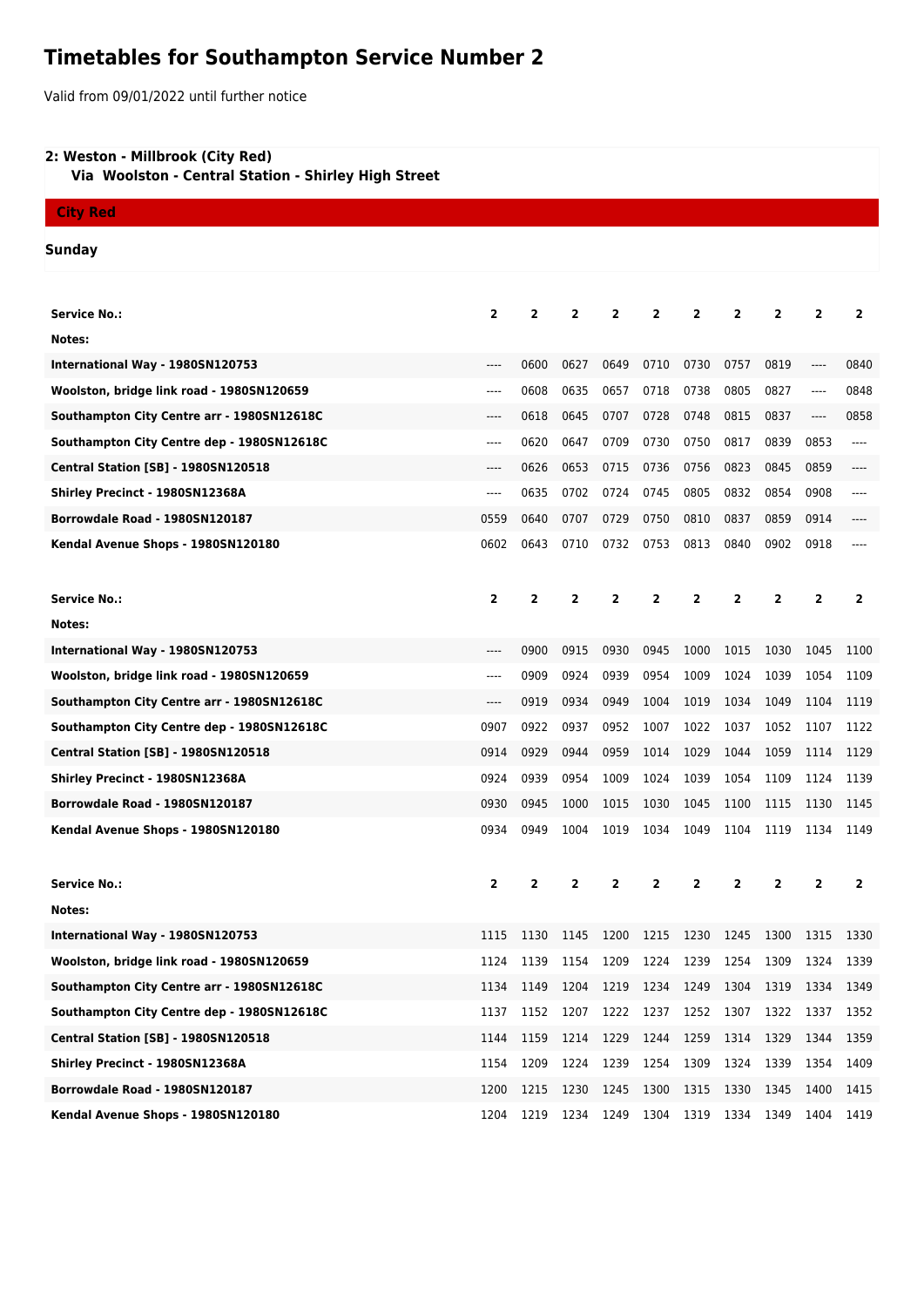# Timetables for Southampton Service Number 2

Valid from 09/01/2022 until further notice

**2: Weston - Millbrook (City Red)**
**Via Woolston - Central Station - Shirley High Street**

**City Red**

**Sunday**

| Service No.: | 2 | 2 | 2 | 2 | 2 | 2 | 2 | 2 | 2 | 2 |
|---|---|---|---|---|---|---|---|---|---|---|
| Notes: | | | | | | | | | | |
| International Way - 1980SN120753 | ---- | 0600 | 0627 | 0649 | 0710 | 0730 | 0757 | 0819 | ---- | 0840 |
| Woolston, bridge link road - 1980SN120659 | ---- | 0608 | 0635 | 0657 | 0718 | 0738 | 0805 | 0827 | ---- | 0848 |
| Southampton City Centre arr - 1980SN12618C | ---- | 0618 | 0645 | 0707 | 0728 | 0748 | 0815 | 0837 | ---- | 0858 |
| Southampton City Centre dep - 1980SN12618C | ---- | 0620 | 0647 | 0709 | 0730 | 0750 | 0817 | 0839 | 0853 | ---- |
| Central Station [SB] - 1980SN120518 | ---- | 0626 | 0653 | 0715 | 0736 | 0756 | 0823 | 0845 | 0859 | ---- |
| Shirley Precinct - 1980SN12368A | ---- | 0635 | 0702 | 0724 | 0745 | 0805 | 0832 | 0854 | 0908 | ---- |
| Borrowdale Road - 1980SN120187 | 0559 | 0640 | 0707 | 0729 | 0750 | 0810 | 0837 | 0859 | 0914 | ---- |
| Kendal Avenue Shops - 1980SN120180 | 0602 | 0643 | 0710 | 0732 | 0753 | 0813 | 0840 | 0902 | 0918 | ---- |

| Service No.: | 2 | 2 | 2 | 2 | 2 | 2 | 2 | 2 | 2 | 2 |
|---|---|---|---|---|---|---|---|---|---|---|
| Notes: | | | | | | | | | | |
| International Way - 1980SN120753 | ---- | 0900 | 0915 | 0930 | 0945 | 1000 | 1015 | 1030 | 1045 | 1100 |
| Woolston, bridge link road - 1980SN120659 | ---- | 0909 | 0924 | 0939 | 0954 | 1009 | 1024 | 1039 | 1054 | 1109 |
| Southampton City Centre arr - 1980SN12618C | ---- | 0919 | 0934 | 0949 | 1004 | 1019 | 1034 | 1049 | 1104 | 1119 |
| Southampton City Centre dep - 1980SN12618C | 0907 | 0922 | 0937 | 0952 | 1007 | 1022 | 1037 | 1052 | 1107 | 1122 |
| Central Station [SB] - 1980SN120518 | 0914 | 0929 | 0944 | 0959 | 1014 | 1029 | 1044 | 1059 | 1114 | 1129 |
| Shirley Precinct - 1980SN12368A | 0924 | 0939 | 0954 | 1009 | 1024 | 1039 | 1054 | 1109 | 1124 | 1139 |
| Borrowdale Road - 1980SN120187 | 0930 | 0945 | 1000 | 1015 | 1030 | 1045 | 1100 | 1115 | 1130 | 1145 |
| Kendal Avenue Shops - 1980SN120180 | 0934 | 0949 | 1004 | 1019 | 1034 | 1049 | 1104 | 1119 | 1134 | 1149 |

| Service No.: | 2 | 2 | 2 | 2 | 2 | 2 | 2 | 2 | 2 | 2 |
|---|---|---|---|---|---|---|---|---|---|---|
| Notes: | | | | | | | | | | |
| International Way - 1980SN120753 | 1115 | 1130 | 1145 | 1200 | 1215 | 1230 | 1245 | 1300 | 1315 | 1330 |
| Woolston, bridge link road - 1980SN120659 | 1124 | 1139 | 1154 | 1209 | 1224 | 1239 | 1254 | 1309 | 1324 | 1339 |
| Southampton City Centre arr - 1980SN12618C | 1134 | 1149 | 1204 | 1219 | 1234 | 1249 | 1304 | 1319 | 1334 | 1349 |
| Southampton City Centre dep - 1980SN12618C | 1137 | 1152 | 1207 | 1222 | 1237 | 1252 | 1307 | 1322 | 1337 | 1352 |
| Central Station [SB] - 1980SN120518 | 1144 | 1159 | 1214 | 1229 | 1244 | 1259 | 1314 | 1329 | 1344 | 1359 |
| Shirley Precinct - 1980SN12368A | 1154 | 1209 | 1224 | 1239 | 1254 | 1309 | 1324 | 1339 | 1354 | 1409 |
| Borrowdale Road - 1980SN120187 | 1200 | 1215 | 1230 | 1245 | 1300 | 1315 | 1330 | 1345 | 1400 | 1415 |
| Kendal Avenue Shops - 1980SN120180 | 1204 | 1219 | 1234 | 1249 | 1304 | 1319 | 1334 | 1349 | 1404 | 1419 |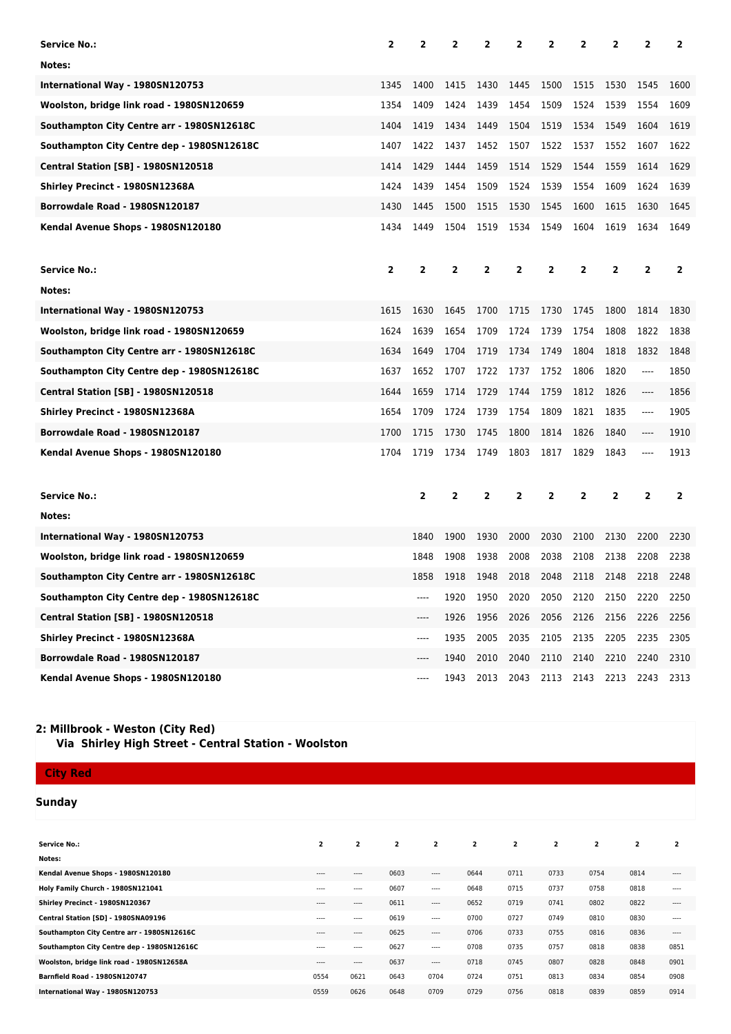| Service No.: | 2 | 2 | 2 | 2 | 2 | 2 | 2 | 2 | 2 | 2 |
|---|---|---|---|---|---|---|---|---|---|---|
| Notes: | | | | | | | | | | |
| International Way - 1980SN120753 | 1345 | 1400 | 1415 | 1430 | 1445 | 1500 | 1515 | 1530 | 1545 | 1600 |
| Woolston, bridge link road - 1980SN120659 | 1354 | 1409 | 1424 | 1439 | 1454 | 1509 | 1524 | 1539 | 1554 | 1609 |
| Southampton City Centre arr - 1980SN12618C | 1404 | 1419 | 1434 | 1449 | 1504 | 1519 | 1534 | 1549 | 1604 | 1619 |
| Southampton City Centre dep - 1980SN12618C | 1407 | 1422 | 1437 | 1452 | 1507 | 1522 | 1537 | 1552 | 1607 | 1622 |
| Central Station [SB] - 1980SN120518 | 1414 | 1429 | 1444 | 1459 | 1514 | 1529 | 1544 | 1559 | 1614 | 1629 |
| Shirley Precinct - 1980SN12368A | 1424 | 1439 | 1454 | 1509 | 1524 | 1539 | 1554 | 1609 | 1624 | 1639 |
| Borrowdale Road - 1980SN120187 | 1430 | 1445 | 1500 | 1515 | 1530 | 1545 | 1600 | 1615 | 1630 | 1645 |
| Kendal Avenue Shops - 1980SN120180 | 1434 | 1449 | 1504 | 1519 | 1534 | 1549 | 1604 | 1619 | 1634 | 1649 |

| Service No.: | 2 | 2 | 2 | 2 | 2 | 2 | 2 | 2 | 2 | 2 |
|---|---|---|---|---|---|---|---|---|---|---|
| Notes: | | | | | | | | | | |
| International Way - 1980SN120753 | 1615 | 1630 | 1645 | 1700 | 1715 | 1730 | 1745 | 1800 | 1814 | 1830 |
| Woolston, bridge link road - 1980SN120659 | 1624 | 1639 | 1654 | 1709 | 1724 | 1739 | 1754 | 1808 | 1822 | 1838 |
| Southampton City Centre arr - 1980SN12618C | 1634 | 1649 | 1704 | 1719 | 1734 | 1749 | 1804 | 1818 | 1832 | 1848 |
| Southampton City Centre dep - 1980SN12618C | 1637 | 1652 | 1707 | 1722 | 1737 | 1752 | 1806 | 1820 | ---- | 1850 |
| Central Station [SB] - 1980SN120518 | 1644 | 1659 | 1714 | 1729 | 1744 | 1759 | 1812 | 1826 | ---- | 1856 |
| Shirley Precinct - 1980SN12368A | 1654 | 1709 | 1724 | 1739 | 1754 | 1809 | 1821 | 1835 | ---- | 1905 |
| Borrowdale Road - 1980SN120187 | 1700 | 1715 | 1730 | 1745 | 1800 | 1814 | 1826 | 1840 | ---- | 1910 |
| Kendal Avenue Shops - 1980SN120180 | 1704 | 1719 | 1734 | 1749 | 1803 | 1817 | 1829 | 1843 | ---- | 1913 |

| Service No.: | 2 | 2 | 2 | 2 | 2 | 2 | 2 | 2 | 2 |
|---|---|---|---|---|---|---|---|---|---|
| Notes: | | | | | | | | | |
| International Way - 1980SN120753 | 1840 | 1900 | 1930 | 2000 | 2030 | 2100 | 2130 | 2200 | 2230 |
| Woolston, bridge link road - 1980SN120659 | 1848 | 1908 | 1938 | 2008 | 2038 | 2108 | 2138 | 2208 | 2238 |
| Southampton City Centre arr - 1980SN12618C | 1858 | 1918 | 1948 | 2018 | 2048 | 2118 | 2148 | 2218 | 2248 |
| Southampton City Centre dep - 1980SN12618C | ---- | 1920 | 1950 | 2020 | 2050 | 2120 | 2150 | 2220 | 2250 |
| Central Station [SB] - 1980SN120518 | ---- | 1926 | 1956 | 2026 | 2056 | 2126 | 2156 | 2226 | 2256 |
| Shirley Precinct - 1980SN12368A | ---- | 1935 | 2005 | 2035 | 2105 | 2135 | 2205 | 2235 | 2305 |
| Borrowdale Road - 1980SN120187 | ---- | 1940 | 2010 | 2040 | 2110 | 2140 | 2210 | 2240 | 2310 |
| Kendal Avenue Shops - 1980SN120180 | ---- | 1943 | 2013 | 2043 | 2113 | 2143 | 2213 | 2243 | 2313 |

## 2: Millbrook - Weston (City Red)
### Via Shirley High Street - Central Station - Woolston

**City Red**

### Sunday

| Service No.: | 2 | 2 | 2 | 2 | 2 | 2 | 2 | 2 | 2 | 2 |
|---|---|---|---|---|---|---|---|---|---|---|
| Notes: | | | | | | | | | | |
| Kendal Avenue Shops - 1980SN120180 | ---- | ---- | 0603 | ---- | 0644 | 0711 | 0733 | 0754 | 0814 | ---- |
| Holy Family Church - 1980SN121041 | ---- | ---- | 0607 | ---- | 0648 | 0715 | 0737 | 0758 | 0818 | ---- |
| Shirley Precinct - 1980SN120367 | ---- | ---- | 0611 | ---- | 0652 | 0719 | 0741 | 0802 | 0822 | ---- |
| Central Station [SD] - 1980SNA09196 | ---- | ---- | 0619 | ---- | 0700 | 0727 | 0749 | 0810 | 0830 | ---- |
| Southampton City Centre arr - 1980SN12616C | ---- | ---- | 0625 | ---- | 0706 | 0733 | 0755 | 0816 | 0836 | ---- |
| Southampton City Centre dep - 1980SN12616C | ---- | ---- | 0627 | ---- | 0708 | 0735 | 0757 | 0818 | 0838 | 0851 |
| Woolston, bridge link road - 1980SN12658A | ---- | ---- | 0637 | ---- | 0718 | 0745 | 0807 | 0828 | 0848 | 0901 |
| Barnfield Road - 1980SN120747 | 0554 | 0621 | 0643 | 0704 | 0724 | 0751 | 0813 | 0834 | 0854 | 0908 |
| International Way - 1980SN120753 | 0559 | 0626 | 0648 | 0709 | 0729 | 0756 | 0818 | 0839 | 0859 | 0914 |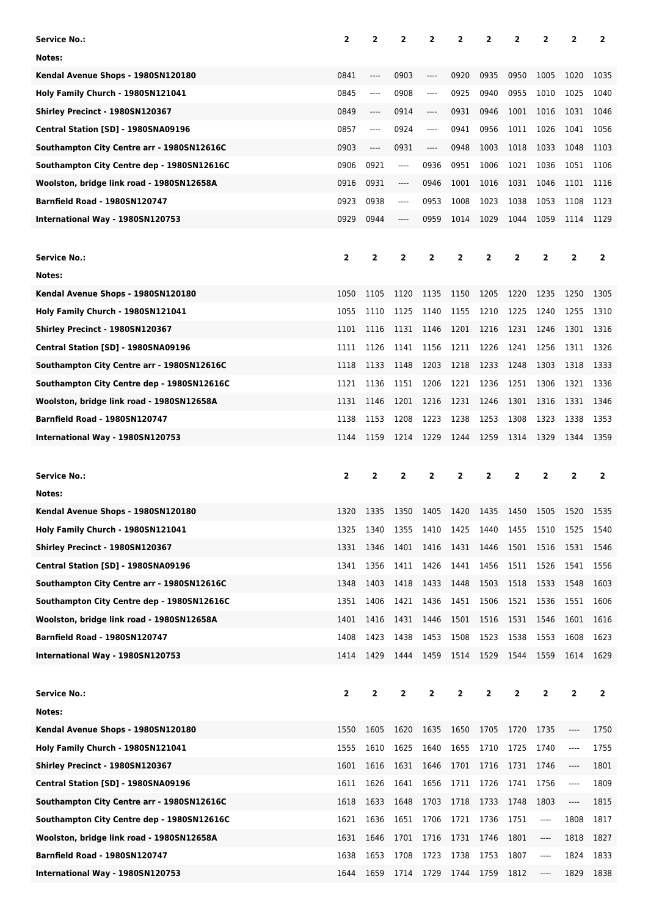| Service No.: | 2 | 2 | 2 | 2 | 2 | 2 | 2 | 2 | 2 | 2 |
|---|---|---|---|---|---|---|---|---|---|---|
| Notes: | | | | | | | | | | |
| Kendal Avenue Shops - 1980SN120180 | 0841 | ---- | 0903 | ---- | 0920 | 0935 | 0950 | 1005 | 1020 | 1035 |
| Holy Family Church - 1980SN121041 | 0845 | ---- | 0908 | ---- | 0925 | 0940 | 0955 | 1010 | 1025 | 1040 |
| Shirley Precinct - 1980SN120367 | 0849 | ---- | 0914 | ---- | 0931 | 0946 | 1001 | 1016 | 1031 | 1046 |
| Central Station [SD] - 1980SNA09196 | 0857 | ---- | 0924 | ---- | 0941 | 0956 | 1011 | 1026 | 1041 | 1056 |
| Southampton City Centre arr - 1980SN12616C | 0903 | ---- | 0931 | ---- | 0948 | 1003 | 1018 | 1033 | 1048 | 1103 |
| Southampton City Centre dep - 1980SN12616C | 0906 | 0921 | ---- | 0936 | 0951 | 1006 | 1021 | 1036 | 1051 | 1106 |
| Woolston, bridge link road - 1980SN12658A | 0916 | 0931 | ---- | 0946 | 1001 | 1016 | 1031 | 1046 | 1101 | 1116 |
| Barnfield Road - 1980SN120747 | 0923 | 0938 | ---- | 0953 | 1008 | 1023 | 1038 | 1053 | 1108 | 1123 |
| International Way - 1980SN120753 | 0929 | 0944 | ---- | 0959 | 1014 | 1029 | 1044 | 1059 | 1114 | 1129 |

| Service No.: | 2 | 2 | 2 | 2 | 2 | 2 | 2 | 2 | 2 | 2 |
|---|---|---|---|---|---|---|---|---|---|---|
| Notes: | | | | | | | | | | |
| Kendal Avenue Shops - 1980SN120180 | 1050 | 1105 | 1120 | 1135 | 1150 | 1205 | 1220 | 1235 | 1250 | 1305 |
| Holy Family Church - 1980SN121041 | 1055 | 1110 | 1125 | 1140 | 1155 | 1210 | 1225 | 1240 | 1255 | 1310 |
| Shirley Precinct - 1980SN120367 | 1101 | 1116 | 1131 | 1146 | 1201 | 1216 | 1231 | 1246 | 1301 | 1316 |
| Central Station [SD] - 1980SNA09196 | 1111 | 1126 | 1141 | 1156 | 1211 | 1226 | 1241 | 1256 | 1311 | 1326 |
| Southampton City Centre arr - 1980SN12616C | 1118 | 1133 | 1148 | 1203 | 1218 | 1233 | 1248 | 1303 | 1318 | 1333 |
| Southampton City Centre dep - 1980SN12616C | 1121 | 1136 | 1151 | 1206 | 1221 | 1236 | 1251 | 1306 | 1321 | 1336 |
| Woolston, bridge link road - 1980SN12658A | 1131 | 1146 | 1201 | 1216 | 1231 | 1246 | 1301 | 1316 | 1331 | 1346 |
| Barnfield Road - 1980SN120747 | 1138 | 1153 | 1208 | 1223 | 1238 | 1253 | 1308 | 1323 | 1338 | 1353 |
| International Way - 1980SN120753 | 1144 | 1159 | 1214 | 1229 | 1244 | 1259 | 1314 | 1329 | 1344 | 1359 |

| Service No.: | 2 | 2 | 2 | 2 | 2 | 2 | 2 | 2 | 2 | 2 |
|---|---|---|---|---|---|---|---|---|---|---|
| Notes: | | | | | | | | | | |
| Kendal Avenue Shops - 1980SN120180 | 1320 | 1335 | 1350 | 1405 | 1420 | 1435 | 1450 | 1505 | 1520 | 1535 |
| Holy Family Church - 1980SN121041 | 1325 | 1340 | 1355 | 1410 | 1425 | 1440 | 1455 | 1510 | 1525 | 1540 |
| Shirley Precinct - 1980SN120367 | 1331 | 1346 | 1401 | 1416 | 1431 | 1446 | 1501 | 1516 | 1531 | 1546 |
| Central Station [SD] - 1980SNA09196 | 1341 | 1356 | 1411 | 1426 | 1441 | 1456 | 1511 | 1526 | 1541 | 1556 |
| Southampton City Centre arr - 1980SN12616C | 1348 | 1403 | 1418 | 1433 | 1448 | 1503 | 1518 | 1533 | 1548 | 1603 |
| Southampton City Centre dep - 1980SN12616C | 1351 | 1406 | 1421 | 1436 | 1451 | 1506 | 1521 | 1536 | 1551 | 1606 |
| Woolston, bridge link road - 1980SN12658A | 1401 | 1416 | 1431 | 1446 | 1501 | 1516 | 1531 | 1546 | 1601 | 1616 |
| Barnfield Road - 1980SN120747 | 1408 | 1423 | 1438 | 1453 | 1508 | 1523 | 1538 | 1553 | 1608 | 1623 |
| International Way - 1980SN120753 | 1414 | 1429 | 1444 | 1459 | 1514 | 1529 | 1544 | 1559 | 1614 | 1629 |

| Service No.: | 2 | 2 | 2 | 2 | 2 | 2 | 2 | 2 | 2 | 2 |
|---|---|---|---|---|---|---|---|---|---|---|
| Notes: | | | | | | | | | | |
| Kendal Avenue Shops - 1980SN120180 | 1550 | 1605 | 1620 | 1635 | 1650 | 1705 | 1720 | 1735 | ---- | 1750 |
| Holy Family Church - 1980SN121041 | 1555 | 1610 | 1625 | 1640 | 1655 | 1710 | 1725 | 1740 | ---- | 1755 |
| Shirley Precinct - 1980SN120367 | 1601 | 1616 | 1631 | 1646 | 1701 | 1716 | 1731 | 1746 | ---- | 1801 |
| Central Station [SD] - 1980SNA09196 | 1611 | 1626 | 1641 | 1656 | 1711 | 1726 | 1741 | 1756 | ---- | 1809 |
| Southampton City Centre arr - 1980SN12616C | 1618 | 1633 | 1648 | 1703 | 1718 | 1733 | 1748 | 1803 | ---- | 1815 |
| Southampton City Centre dep - 1980SN12616C | 1621 | 1636 | 1651 | 1706 | 1721 | 1736 | 1751 | ---- | 1808 | 1817 |
| Woolston, bridge link road - 1980SN12658A | 1631 | 1646 | 1701 | 1716 | 1731 | 1746 | 1801 | ---- | 1818 | 1827 |
| Barnfield Road - 1980SN120747 | 1638 | 1653 | 1708 | 1723 | 1738 | 1753 | 1807 | ---- | 1824 | 1833 |
| International Way - 1980SN120753 | 1644 | 1659 | 1714 | 1729 | 1744 | 1759 | 1812 | ---- | 1829 | 1838 |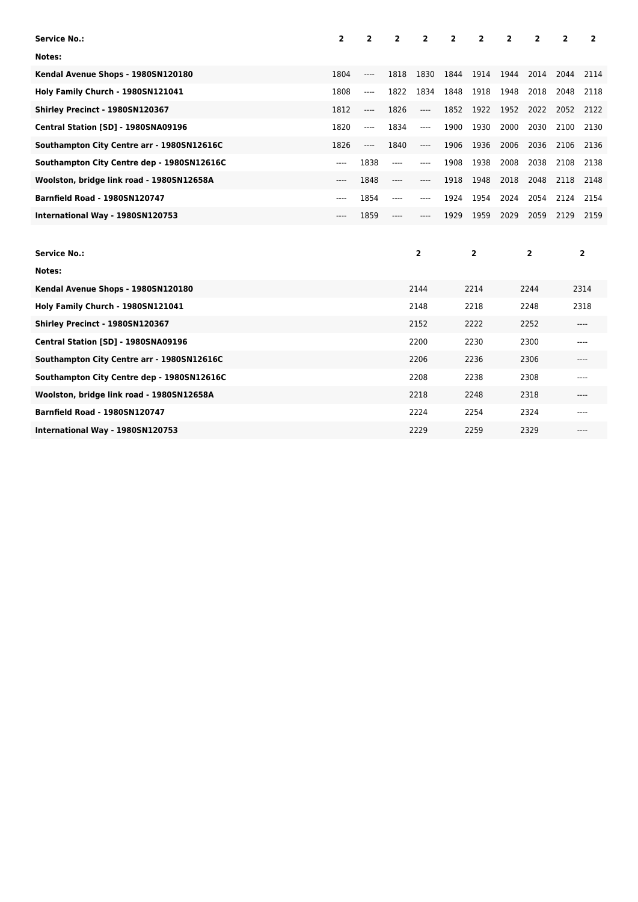| Service No.: | 2 | 2 | 2 | 2 | 2 | 2 | 2 | 2 | 2 | 2 |
|---|---|---|---|---|---|---|---|---|---|---|
| Notes: | | | | | | | | | | |
| Kendal Avenue Shops - 1980SN120180 | 1804 | ---- | 1818 | 1830 | 1844 | 1914 | 1944 | 2014 | 2044 | 2114 |
| Holy Family Church - 1980SN121041 | 1808 | ---- | 1822 | 1834 | 1848 | 1918 | 1948 | 2018 | 2048 | 2118 |
| Shirley Precinct - 1980SN120367 | 1812 | ---- | 1826 | ---- | 1852 | 1922 | 1952 | 2022 | 2052 | 2122 |
| Central Station [SD] - 1980SNA09196 | 1820 | ---- | 1834 | ---- | 1900 | 1930 | 2000 | 2030 | 2100 | 2130 |
| Southampton City Centre arr - 1980SN12616C | 1826 | ---- | 1840 | ---- | 1906 | 1936 | 2006 | 2036 | 2106 | 2136 |
| Southampton City Centre dep - 1980SN12616C | ---- | 1838 | ---- | ---- | 1908 | 1938 | 2008 | 2038 | 2108 | 2138 |
| Woolston, bridge link road - 1980SN12658A | ---- | 1848 | ---- | ---- | 1918 | 1948 | 2018 | 2048 | 2118 | 2148 |
| Barnfield Road - 1980SN120747 | ---- | 1854 | ---- | ---- | 1924 | 1954 | 2024 | 2054 | 2124 | 2154 |
| International Way - 1980SN120753 | ---- | 1859 | ---- | ---- | 1929 | 1959 | 2029 | 2059 | 2129 | 2159 |

| Service No.: | 2 | 2 | 2 | 2 |
|---|---|---|---|---|
| Notes: | | | | |
| Kendal Avenue Shops - 1980SN120180 | 2144 | 2214 | 2244 | 2314 |
| Holy Family Church - 1980SN121041 | 2148 | 2218 | 2248 | 2318 |
| Shirley Precinct - 1980SN120367 | 2152 | 2222 | 2252 | ---- |
| Central Station [SD] - 1980SNA09196 | 2200 | 2230 | 2300 | ---- |
| Southampton City Centre arr - 1980SN12616C | 2206 | 2236 | 2306 | ---- |
| Southampton City Centre dep - 1980SN12616C | 2208 | 2238 | 2308 | ---- |
| Woolston, bridge link road - 1980SN12658A | 2218 | 2248 | 2318 | ---- |
| Barnfield Road - 1980SN120747 | 2224 | 2254 | 2324 | ---- |
| International Way - 1980SN120753 | 2229 | 2259 | 2329 | ---- |